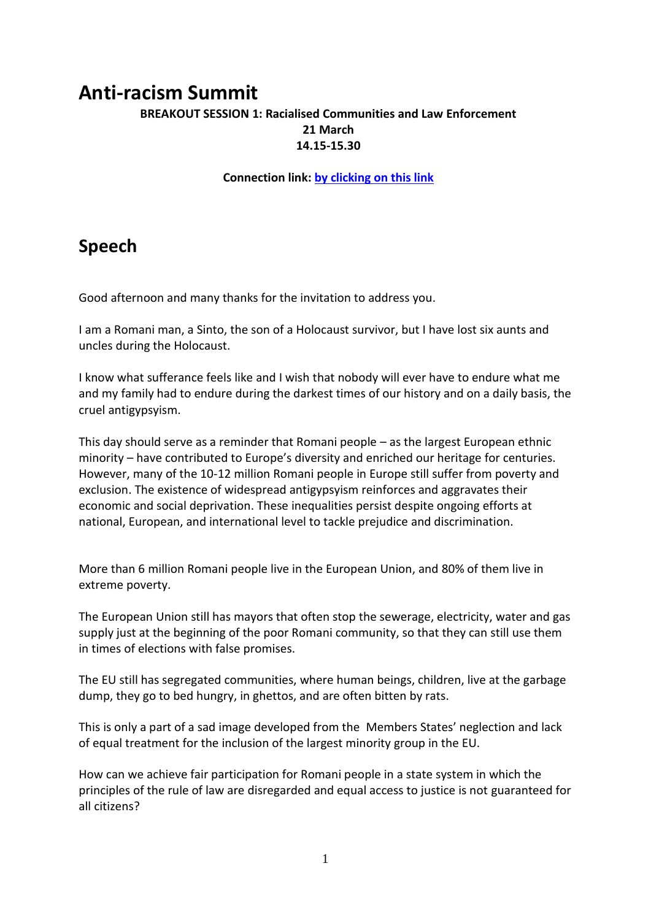# Anti-racism Summit

**BREAKOUT SESSION 1: Racialised Communities and Law Enforcement**
**21 March**
**14.15-15.30**

**Connection link: [by clicking on this link]()**

# Speech

Good afternoon and many thanks for the invitation to address you.

I am a Romani man, a Sinto, the son of a Holocaust survivor, but I have lost six aunts and uncles during the Holocaust.

I know what sufferance feels like and I wish that nobody will ever have to endure what me and my family had to endure during the darkest times of our history and on a daily basis, the cruel antigypsyism.

This day should serve as a reminder that Romani people – as the largest European ethnic minority – have contributed to Europe's diversity and enriched our heritage for centuries. However, many of the 10-12 million Romani people in Europe still suffer from poverty and exclusion. The existence of widespread antigypsyism reinforces and aggravates their economic and social deprivation. These inequalities persist despite ongoing efforts at national, European, and international level to tackle prejudice and discrimination.

More than 6 million Romani people live in the European Union, and 80% of them live in extreme poverty.

The European Union still has mayors that often stop the sewerage, electricity, water and gas supply just at the beginning of the poor Romani community, so that they can still use them in times of elections with false promises.

The EU still has segregated communities, where human beings, children, live at the garbage dump, they go to bed hungry, in ghettos, and are often bitten by rats.

This is only a part of a sad image developed from the Members States' neglection and lack of equal treatment for the inclusion of the largest minority group in the EU.

How can we achieve fair participation for Romani people in a state system in which the principles of the rule of law are disregarded and equal access to justice is not guaranteed for all citizens?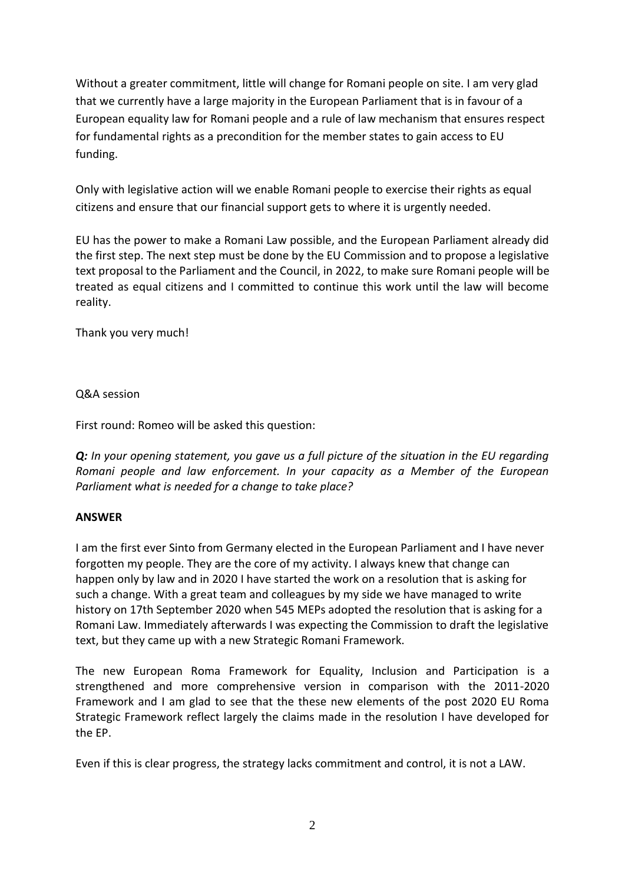Without a greater commitment, little will change for Romani people on site. I am very glad that we currently have a large majority in the European Parliament that is in favour of a European equality law for Romani people and a rule of law mechanism that ensures respect for fundamental rights as a precondition for the member states to gain access to EU funding.

Only with legislative action will we enable Romani people to exercise their rights as equal citizens and ensure that our financial support gets to where it is urgently needed.

EU has the power to make a Romani Law possible, and the European Parliament already did the first step. The next step must be done by the EU Commission and to propose a legislative text proposal to the Parliament and the Council, in 2022, to make sure Romani people will be treated as equal citizens and I committed to continue this work until the law will become reality.

Thank you very much!

Q&A session

First round: Romeo will be asked this question:

***Q:*** *In your opening statement, you gave us a full picture of the situation in the EU regarding Romani people and law enforcement. In your capacity as a Member of the European Parliament what is needed for a change to take place?*

**ANSWER**

I am the first ever Sinto from Germany elected in the European Parliament and I have never forgotten my people. They are the core of my activity. I always knew that change can happen only by law and in 2020 I have started the work on a resolution that is asking for such a change. With a great team and colleagues by my side we have managed to write history on 17th September 2020 when 545 MEPs adopted the resolution that is asking for a Romani Law. Immediately afterwards I was expecting the Commission to draft the legislative text, but they came up with a new Strategic Romani Framework.

The new European Roma Framework for Equality, Inclusion and Participation is a strengthened and more comprehensive version in comparison with the 2011-2020 Framework and I am glad to see that the these new elements of the post 2020 EU Roma Strategic Framework reflect largely the claims made in the resolution I have developed for the EP.

Even if this is clear progress, the strategy lacks commitment and control, it is not a LAW.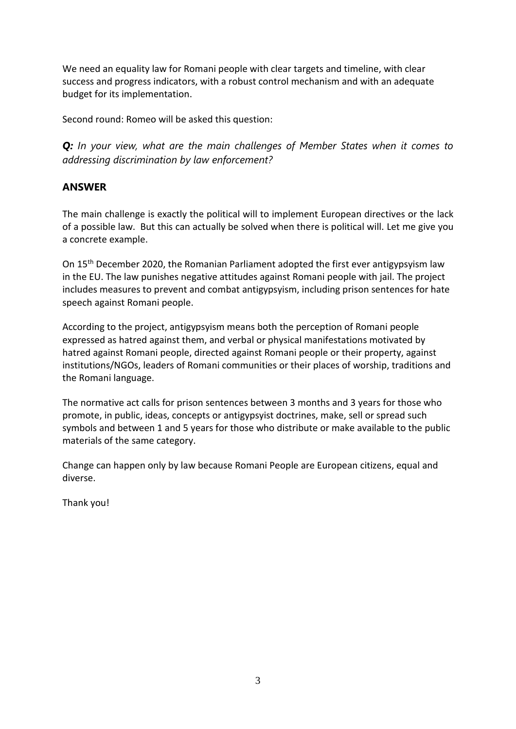We need an equality law for Romani people with clear targets and timeline, with clear success and progress indicators, with a robust control mechanism and with an adequate budget for its implementation.

Second round: Romeo will be asked this question:

***Q:*** *In your view, what are the main challenges of Member States when it comes to addressing discrimination by law enforcement?*

## ANSWER

The main challenge is exactly the political will to implement European directives or the lack of a possible law. But this can actually be solved when there is political will. Let me give you a concrete example.

On 15th December 2020, the Romanian Parliament adopted the first ever antigypsyism law in the EU. The law punishes negative attitudes against Romani people with jail. The project includes measures to prevent and combat antigypsyism, including prison sentences for hate speech against Romani people.

According to the project, antigypsyism means both the perception of Romani people expressed as hatred against them, and verbal or physical manifestations motivated by hatred against Romani people, directed against Romani people or their property, against institutions/NGOs, leaders of Romani communities or their places of worship, traditions and the Romani language.

The normative act calls for prison sentences between 3 months and 3 years for those who promote, in public, ideas, concepts or antigypsyist doctrines, make, sell or spread such symbols and between 1 and 5 years for those who distribute or make available to the public materials of the same category.

Change can happen only by law because Romani People are European citizens, equal and diverse.

Thank you!